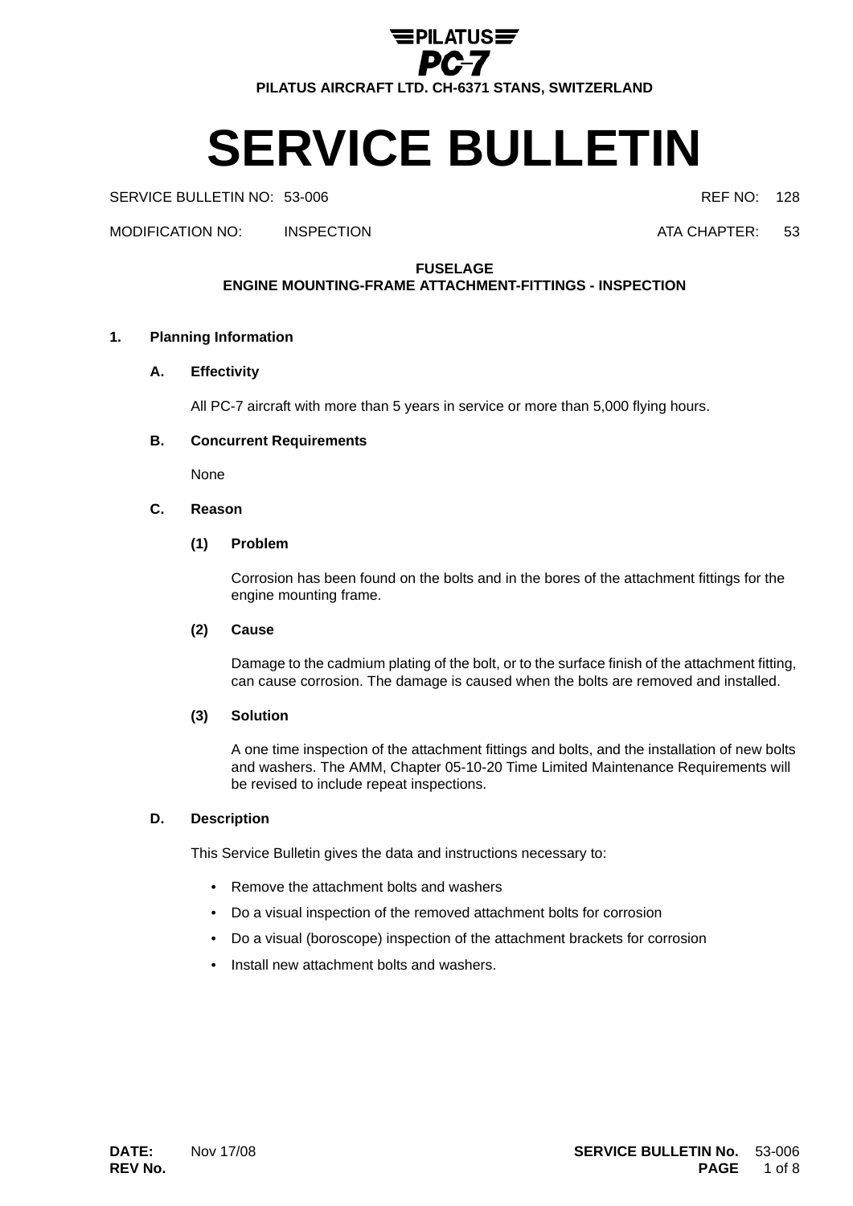**PILATUS PC-7**

PILATUS AIRCRAFT LTD. CH-6371 STANS, SWITZERLAND

# SERVICE BULLETIN

SERVICE BULLETIN NO: 53-006 REF NO: 128

MODIFICATION NO: INSPECTION ATA CHAPTER: 53

**FUSELAGE**
**ENGINE MOUNTING-FRAME ATTACHMENT-FITTINGS - INSPECTION**

## 1. Planning Information

### A. Effectivity

All PC-7 aircraft with more than 5 years in service or more than 5,000 flying hours.

### B. Concurrent Requirements

None

### C. Reason

#### (1) Problem

Corrosion has been found on the bolts and in the bores of the attachment fittings for the engine mounting frame.

#### (2) Cause

Damage to the cadmium plating of the bolt, or to the surface finish of the attachment fitting, can cause corrosion. The damage is caused when the bolts are removed and installed.

#### (3) Solution

A one time inspection of the attachment fittings and bolts, and the installation of new bolts and washers. The AMM, Chapter 05-10-20 Time Limited Maintenance Requirements will be revised to include repeat inspections.

### D. Description

This Service Bulletin gives the data and instructions necessary to:

- Remove the attachment bolts and washers
- Do a visual inspection of the removed attachment bolts for corrosion
- Do a visual (boroscope) inspection of the attachment brackets for corrosion
- Install new attachment bolts and washers.

**DATE:** Nov 17/08
**REV No.**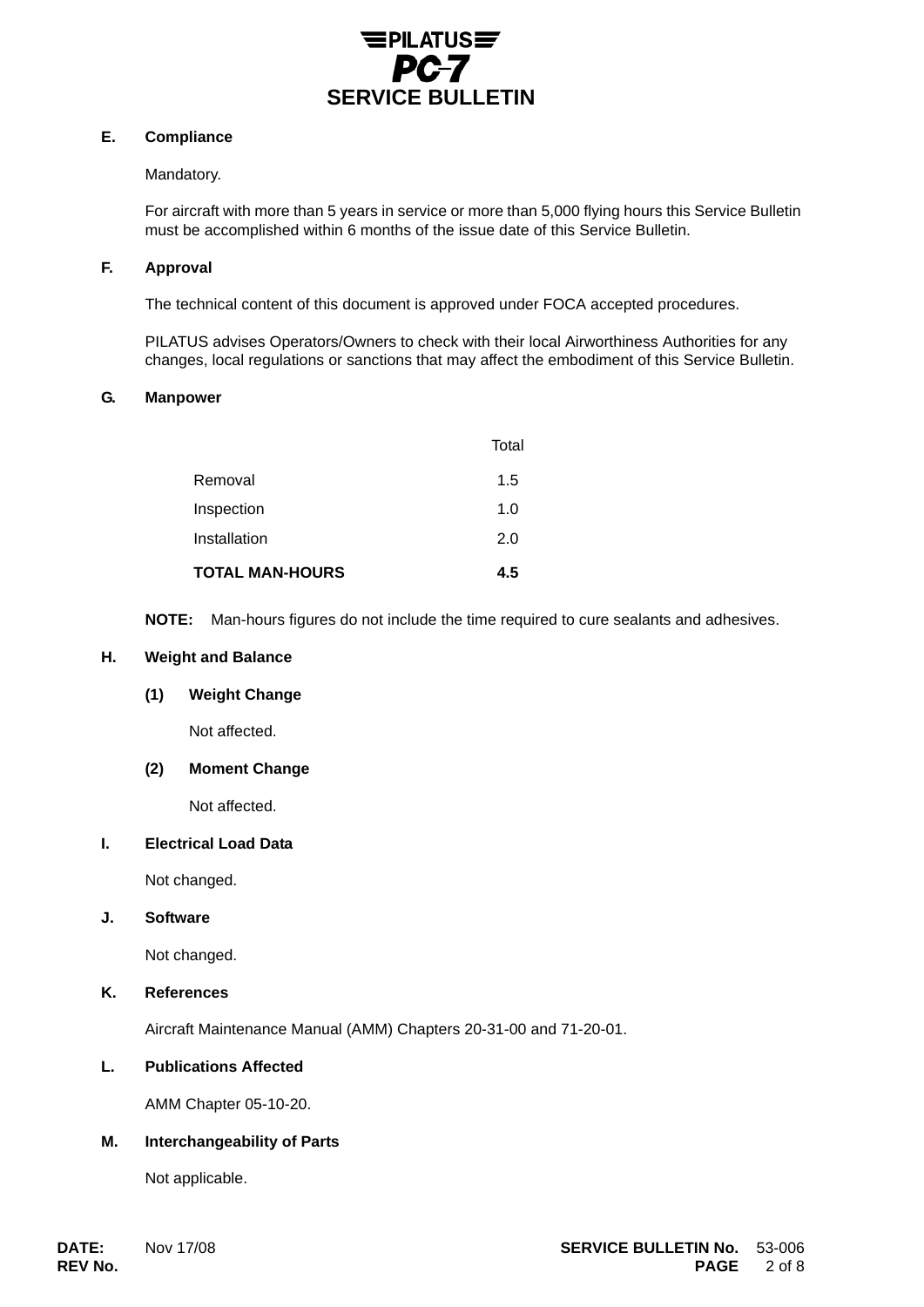## E. Compliance

Mandatory.

For aircraft with more than 5 years in service or more than 5,000 flying hours this Service Bulletin must be accomplished within 6 months of the issue date of this Service Bulletin.

## F. Approval

The technical content of this document is approved under FOCA accepted procedures.

PILATUS advises Operators/Owners to check with their local Airworthiness Authorities for any changes, local regulations or sanctions that may affect the embodiment of this Service Bulletin.

## G. Manpower

| | Total |
|---|---|
| Removal | 1.5 |
| Inspection | 1.0 |
| Installation | 2.0 |
| **TOTAL MAN-HOURS** | **4.5** |

**NOTE:** Man-hours figures do not include the time required to cure sealants and adhesives.

## H. Weight and Balance

### (1) Weight Change

Not affected.

### (2) Moment Change

Not affected.

## I. Electrical Load Data

Not changed.

## J. Software

Not changed.

## K. References

Aircraft Maintenance Manual (AMM) Chapters 20-31-00 and 71-20-01.

## L. Publications Affected

AMM Chapter 05-10-20.

## M. Interchangeability of Parts

Not applicable.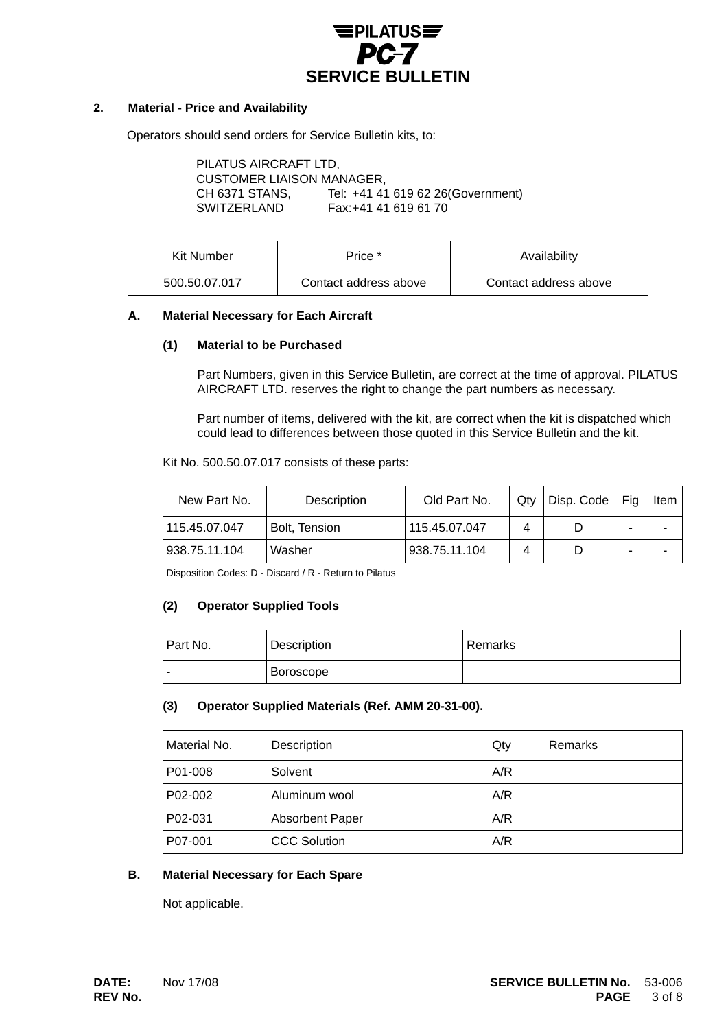## 2. Material - Price and Availability

Operators should send orders for Service Bulletin kits, to:

PILATUS AIRCRAFT LTD,
CUSTOMER LIAISON MANAGER,
CH 6371 STANS, Tel: +41 41 619 62 26(Government)
SWITZERLAND Fax:+41 41 619 61 70

| Kit Number | Price * | Availability |
|---|---|---|
| 500.50.07.017 | Contact address above | Contact address above |

### A. Material Necessary for Each Aircraft

#### (1) Material to be Purchased

Part Numbers, given in this Service Bulletin, are correct at the time of approval. PILATUS AIRCRAFT LTD. reserves the right to change the part numbers as necessary.

Part number of items, delivered with the kit, are correct when the kit is dispatched which could lead to differences between those quoted in this Service Bulletin and the kit.

Kit No. 500.50.07.017 consists of these parts:

| New Part No. | Description | Old Part No. | Qty | Disp. Code | Fig | Item |
|---|---|---|---|---|---|---|
| 115.45.07.047 | Bolt, Tension | 115.45.07.047 | 4 | D | - | - |
| 938.75.11.104 | Washer | 938.75.11.104 | 4 | D | - | - |

Disposition Codes: D - Discard / R - Return to Pilatus

#### (2) Operator Supplied Tools

| Part No. | Description | Remarks |
|---|---|---|
| - | Boroscope | |

#### (3) Operator Supplied Materials (Ref. AMM 20-31-00).

| Material No. | Description | Qty | Remarks |
|---|---|---|---|
| P01-008 | Solvent | A/R | |
| P02-002 | Aluminum wool | A/R | |
| P02-031 | Absorbent Paper | A/R | |
| P07-001 | CCC Solution | A/R | |

### B. Material Necessary for Each Spare

Not applicable.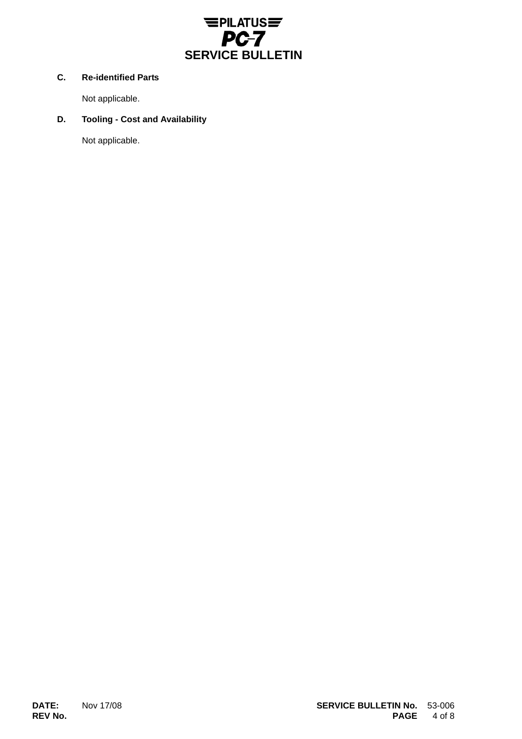**C. Re-identified Parts**

Not applicable.

**D. Tooling - Cost and Availability**

Not applicable.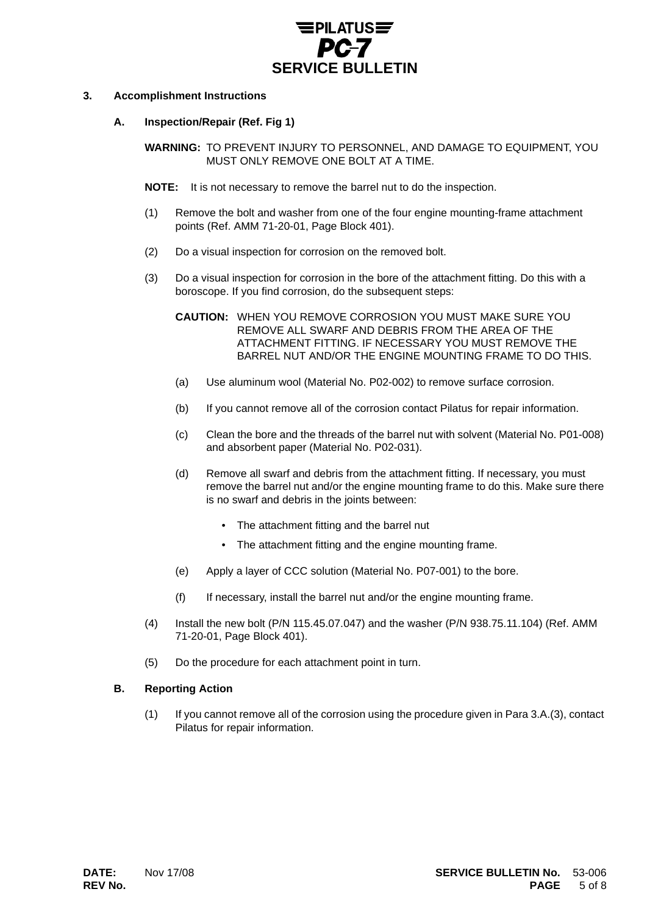## 3. Accomplishment Instructions

### A. Inspection/Repair (Ref. Fig 1)

**WARNING:** TO PREVENT INJURY TO PERSONNEL, AND DAMAGE TO EQUIPMENT, YOU MUST ONLY REMOVE ONE BOLT AT A TIME.

**NOTE:** It is not necessary to remove the barrel nut to do the inspection.

(1) Remove the bolt and washer from one of the four engine mounting-frame attachment points (Ref. AMM 71-20-01, Page Block 401).

(2) Do a visual inspection for corrosion on the removed bolt.

(3) Do a visual inspection for corrosion in the bore of the attachment fitting. Do this with a boroscope. If you find corrosion, do the subsequent steps:

**CAUTION:** WHEN YOU REMOVE CORROSION YOU MUST MAKE SURE YOU REMOVE ALL SWARF AND DEBRIS FROM THE AREA OF THE ATTACHMENT FITTING. IF NECESSARY YOU MUST REMOVE THE BARREL NUT AND/OR THE ENGINE MOUNTING FRAME TO DO THIS.

(a) Use aluminum wool (Material No. P02-002) to remove surface corrosion.

(b) If you cannot remove all of the corrosion contact Pilatus for repair information.

(c) Clean the bore and the threads of the barrel nut with solvent (Material No. P01-008) and absorbent paper (Material No. P02-031).

(d) Remove all swarf and debris from the attachment fitting. If necessary, you must remove the barrel nut and/or the engine mounting frame to do this. Make sure there is no swarf and debris in the joints between:

- The attachment fitting and the barrel nut
- The attachment fitting and the engine mounting frame.

(e) Apply a layer of CCC solution (Material No. P07-001) to the bore.

(f) If necessary, install the barrel nut and/or the engine mounting frame.

(4) Install the new bolt (P/N 115.45.07.047) and the washer (P/N 938.75.11.104) (Ref. AMM 71-20-01, Page Block 401).

(5) Do the procedure for each attachment point in turn.

### B. Reporting Action

(1) If you cannot remove all of the corrosion using the procedure given in Para 3.A.(3), contact Pilatus for repair information.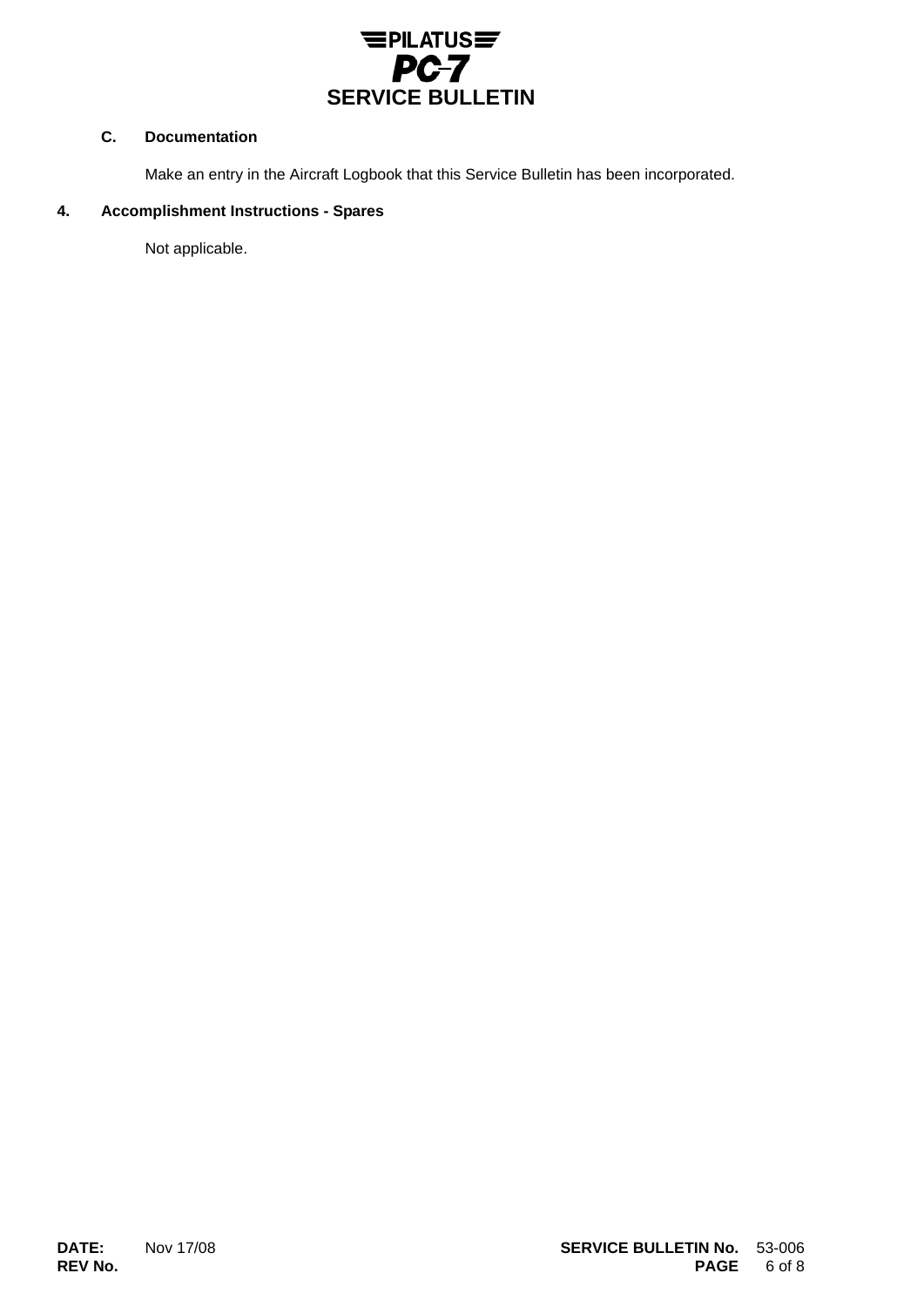### C. Documentation

Make an entry in the Aircraft Logbook that this Service Bulletin has been incorporated.

## 4. Accomplishment Instructions - Spares

Not applicable.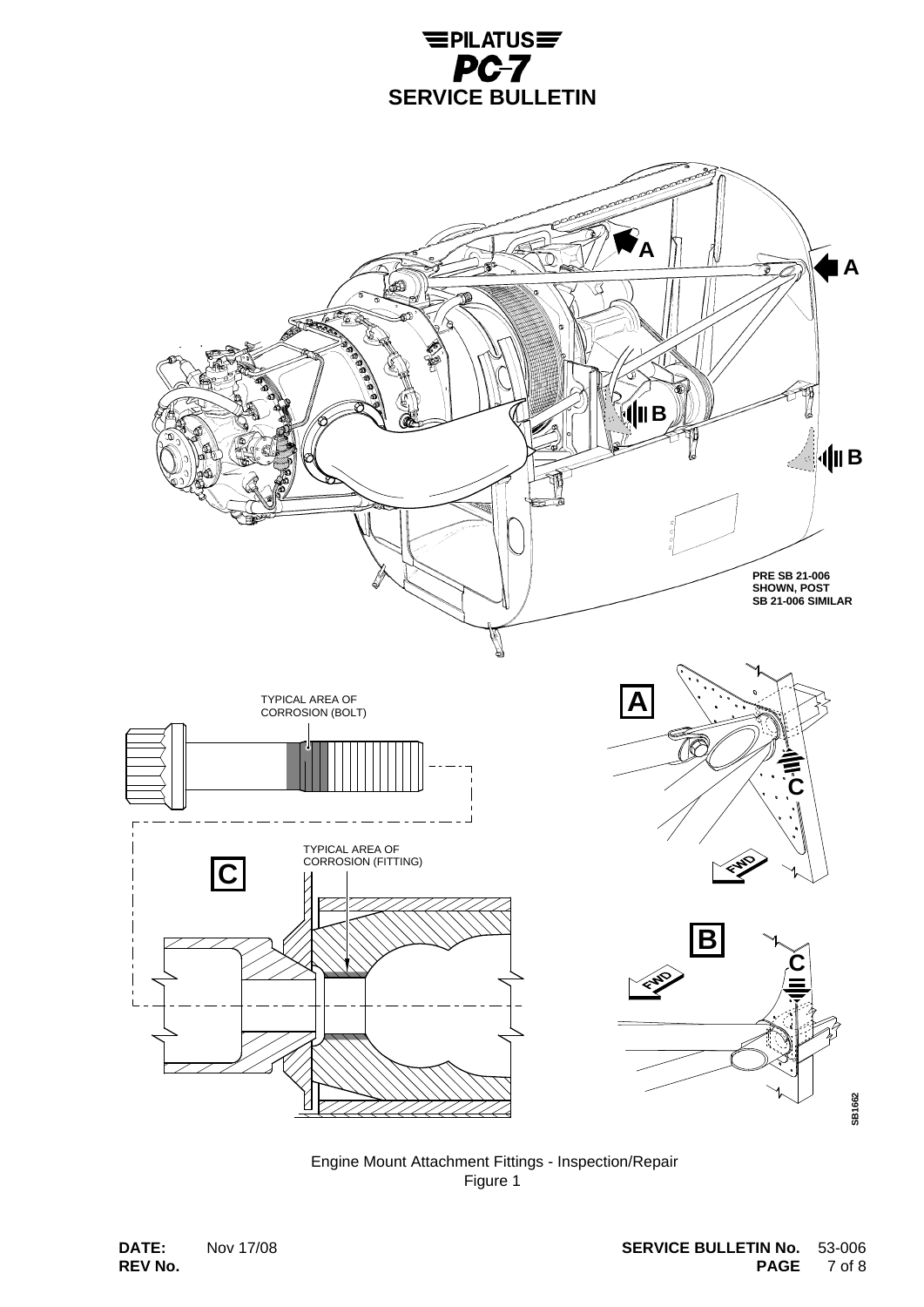PRE SB 21-006 SHOWN, POST SB 21-006 SIMILAR

TYPICAL AREA OF CORROSION (BOLT)

TYPICAL AREA OF CORROSION (FITTING)

Engine Mount Attachment Fittings - Inspection/Repair

Figure 1